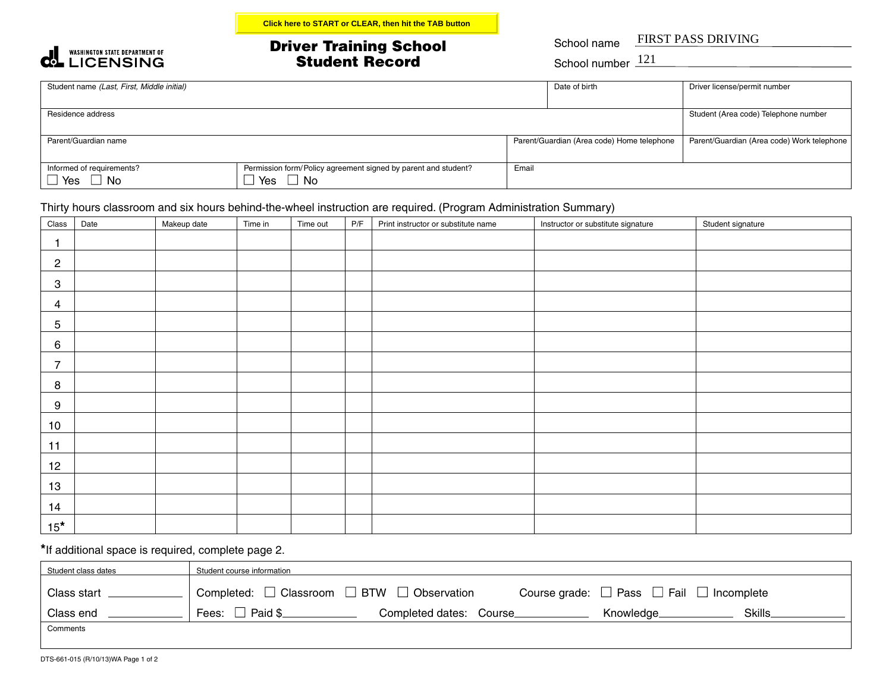Click here to START or CLEAR, then hit the TAB button

WASHINGTON STATE DEPARTMENT OF LICENSING

# Driver Training School Student Record

School name FIRST PASS DRIVING

School number 121

| Student name *(Last, First, Middle initial)* | | Date of birth | Driver license/permit number |
|---|---|---|---|
| Residence address | | | Student (Area code) Telephone number |
| Parent/Guardian name | | Parent/Guardian (Area code) Home telephone | Parent/Guardian (Area code) Work telephone |
| Informed of requirements? ☐ Yes ☐ No | Permission form/Policy agreement signed by parent and student? ☐ Yes ☐ No | Email | |

Thirty hours classroom and six hours behind-the-wheel instruction are required. (Program Administration Summary)

| Class | Date | Makeup date | Time in | Time out | P/F | Print instructor or substitute name | Instructor or substitute signature | Student signature |
|---|---|---|---|---|---|---|---|---|
| 1 | | | | | | | | |
| 2 | | | | | | | | |
| 3 | | | | | | | | |
| 4 | | | | | | | | |
| 5 | | | | | | | | |
| 6 | | | | | | | | |
| 7 | | | | | | | | |
| 8 | | | | | | | | |
| 9 | | | | | | | | |
| 10 | | | | | | | | |
| 11 | | | | | | | | |
| 12 | | | | | | | | |
| 13 | | | | | | | | |
| 14 | | | | | | | | |
| 15* | | | | | | | | |

*If additional space is required, complete page 2.

| Student class dates | Student course information |
|---|---|
| Class start ____________ | Completed: ☐ Classroom ☐ BTW ☐ Observation Course grade: ☐ Pass ☐ Fail ☐ Incomplete |
| Class end ____________ | Fees: ☐ Paid $____________ Completed dates: Course____________ Knowledge____________ Skills____________ |
| Comments | |

DTS-661-015 (R/10/13)WA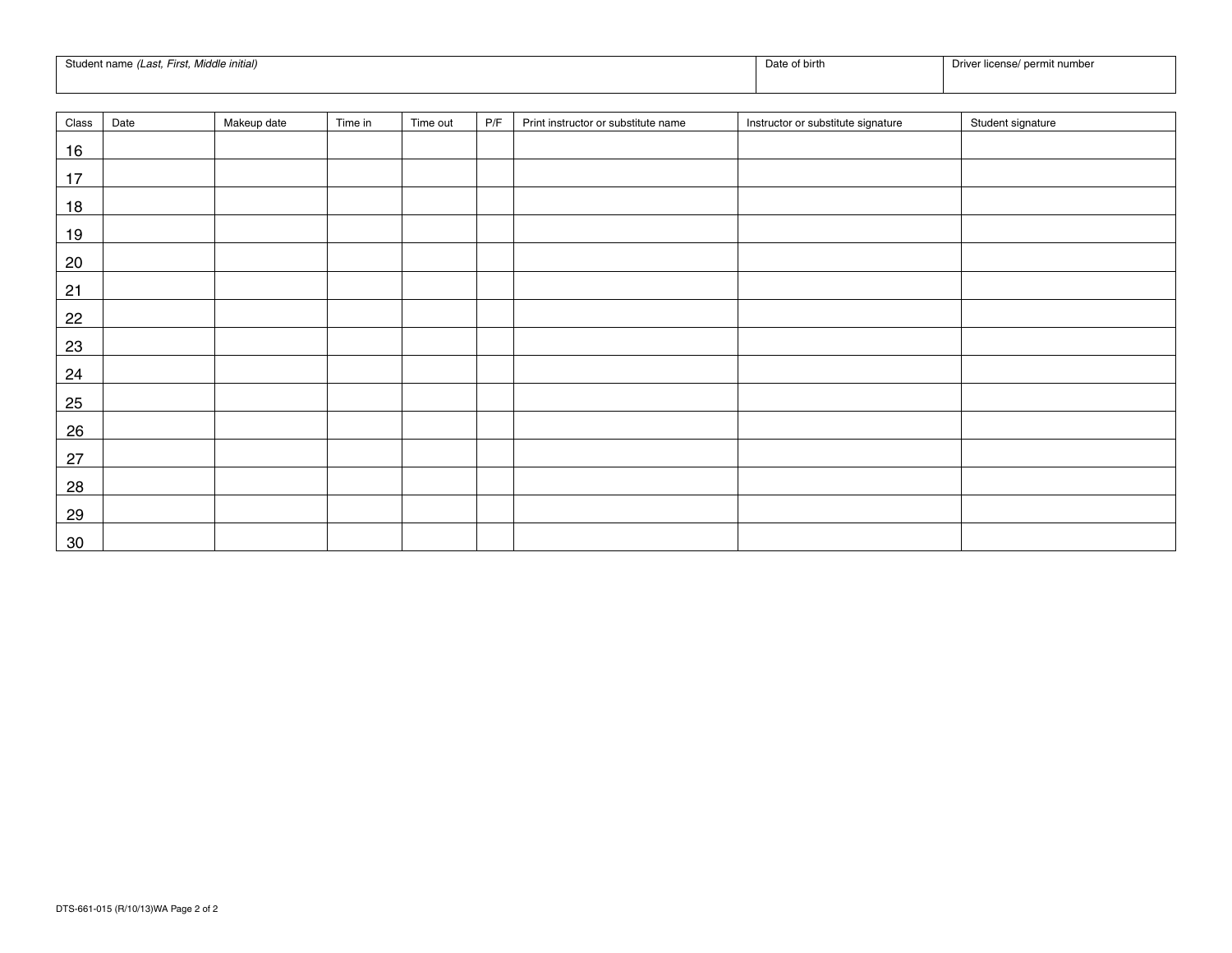| Student name *(Last, First, Middle initial)* | Date of birth | Driver license/ permit number |
| --- | --- | --- |
| | | |

| Class | Date | Makeup date | Time in | Time out | P/F | Print instructor or substitute name | Instructor or substitute signature | Student signature |
| --- | --- | --- | --- | --- | --- | --- | --- | --- |
| 16 | | | | | | | | |
| 17 | | | | | | | | |
| 18 | | | | | | | | |
| 19 | | | | | | | | |
| 20 | | | | | | | | |
| 21 | | | | | | | | |
| 22 | | | | | | | | |
| 23 | | | | | | | | |
| 24 | | | | | | | | |
| 25 | | | | | | | | |
| 26 | | | | | | | | |
| 27 | | | | | | | | |
| 28 | | | | | | | | |
| 29 | | | | | | | | |
| 30 | | | | | | | | |

DTS-661-015 (R/10/13)WA